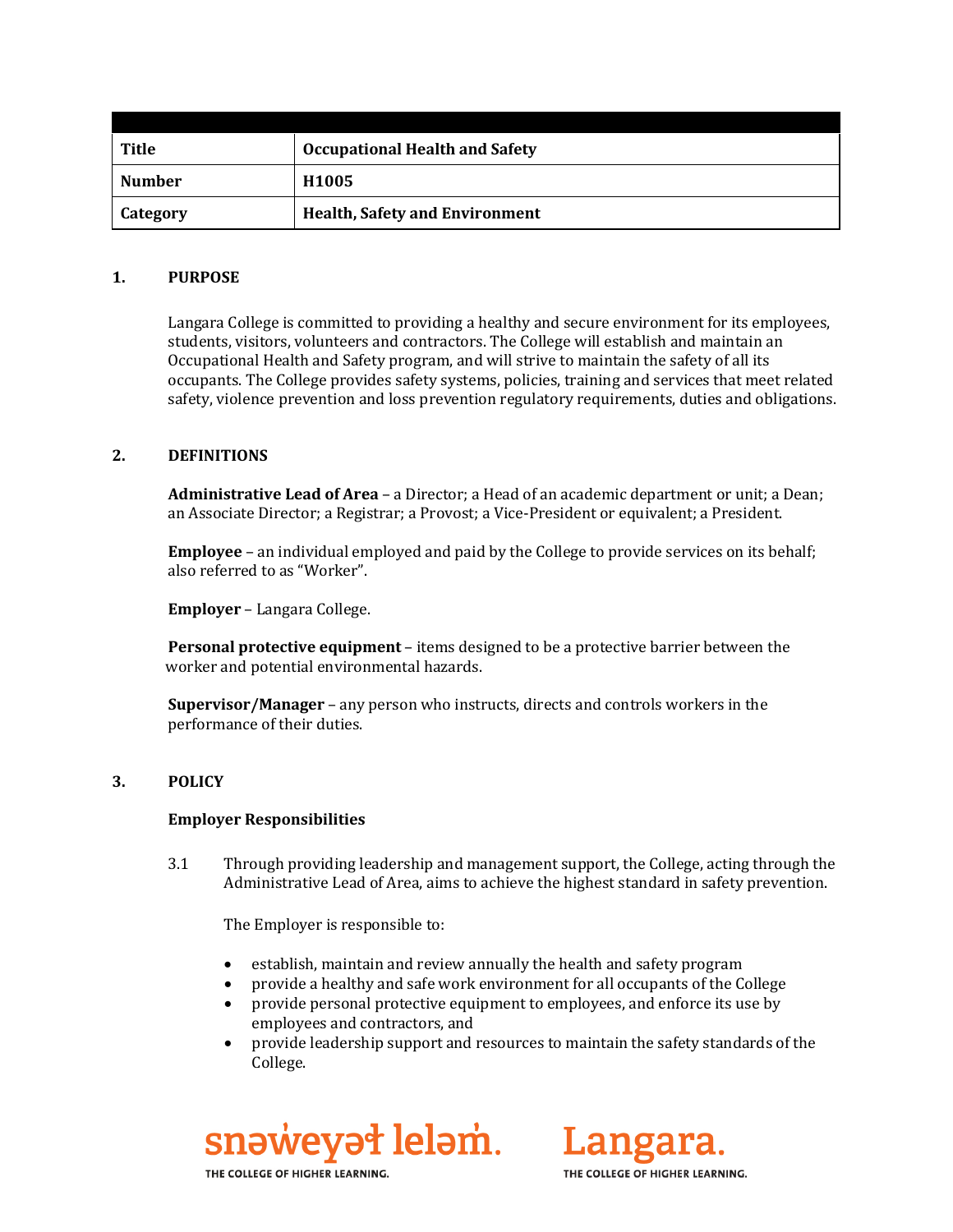| Title | Occupational Health and Safety |
|---|---|
| Number | H1005 |
| Category | Health, Safety and Environment |

## 1. PURPOSE

Langara College is committed to providing a healthy and secure environment for its employees, students, visitors, volunteers and contractors. The College will establish and maintain an Occupational Health and Safety program, and will strive to maintain the safety of all its occupants. The College provides safety systems, policies, training and services that meet related safety, violence prevention and loss prevention regulatory requirements, duties and obligations.

## 2. DEFINITIONS

**Administrative Lead of Area** – a Director; a Head of an academic department or unit; a Dean; an Associate Director; a Registrar; a Provost; a Vice-President or equivalent; a President.

**Employee** – an individual employed and paid by the College to provide services on its behalf; also referred to as "Worker".

**Employer** – Langara College.

**Personal protective equipment** – items designed to be a protective barrier between the worker and potential environmental hazards.

**Supervisor/Manager** – any person who instructs, directs and controls workers in the performance of their duties.

## 3. POLICY

### Employer Responsibilities

3.1 Through providing leadership and management support, the College, acting through the Administrative Lead of Area, aims to achieve the highest standard in safety prevention.

The Employer is responsible to:

- establish, maintain and review annually the health and safety program
- provide a healthy and safe work environment for all occupants of the College
- provide personal protective equipment to employees, and enforce its use by employees and contractors, and
- provide leadership support and resources to maintain the safety standards of the College.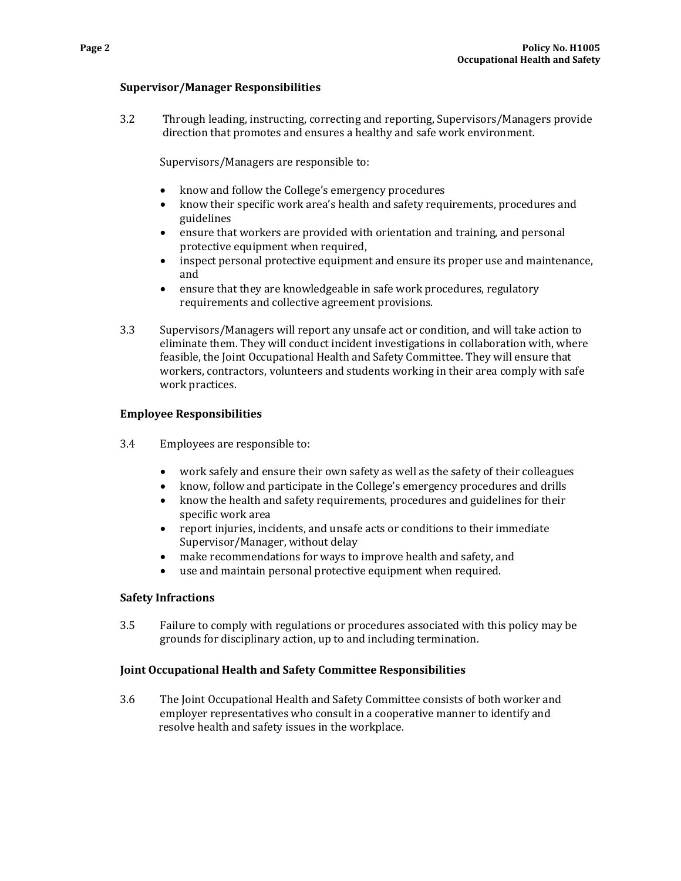### Supervisor/Manager Responsibilities

3.2 Through leading, instructing, correcting and reporting, Supervisors/Managers provide direction that promotes and ensures a healthy and safe work environment.

Supervisors/Managers are responsible to:

- know and follow the College's emergency procedures
- know their specific work area's health and safety requirements, procedures and guidelines
- ensure that workers are provided with orientation and training, and personal protective equipment when required,
- inspect personal protective equipment and ensure its proper use and maintenance, and
- ensure that they are knowledgeable in safe work procedures, regulatory requirements and collective agreement provisions.

3.3 Supervisors/Managers will report any unsafe act or condition, and will take action to eliminate them. They will conduct incident investigations in collaboration with, where feasible, the Joint Occupational Health and Safety Committee. They will ensure that workers, contractors, volunteers and students working in their area comply with safe work practices.

### Employee Responsibilities

3.4 Employees are responsible to:

- work safely and ensure their own safety as well as the safety of their colleagues
- know, follow and participate in the College's emergency procedures and drills
- know the health and safety requirements, procedures and guidelines for their specific work area
- report injuries, incidents, and unsafe acts or conditions to their immediate Supervisor/Manager, without delay
- make recommendations for ways to improve health and safety, and
- use and maintain personal protective equipment when required.

### Safety Infractions

3.5 Failure to comply with regulations or procedures associated with this policy may be grounds for disciplinary action, up to and including termination.

### Joint Occupational Health and Safety Committee Responsibilities

3.6 The Joint Occupational Health and Safety Committee consists of both worker and employer representatives who consult in a cooperative manner to identify and resolve health and safety issues in the workplace.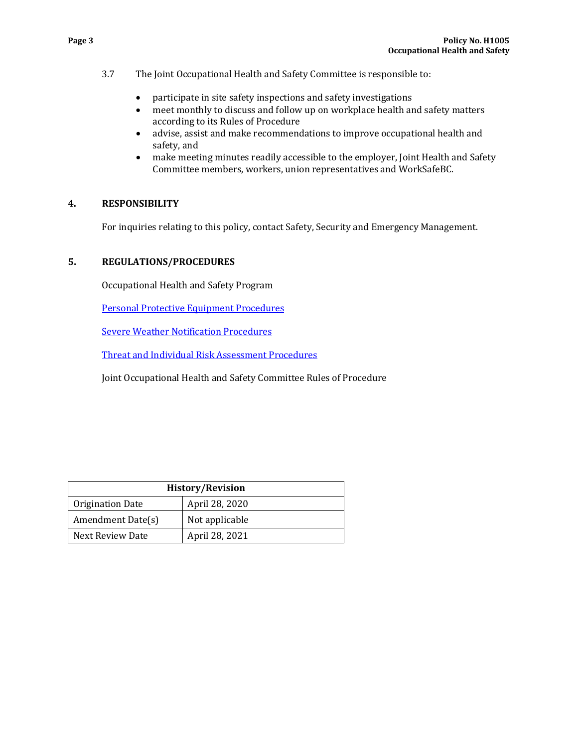3.7 The Joint Occupational Health and Safety Committee is responsible to:

- participate in site safety inspections and safety investigations
- meet monthly to discuss and follow up on workplace health and safety matters according to its Rules of Procedure
- advise, assist and make recommendations to improve occupational health and safety, and
- make meeting minutes readily accessible to the employer, Joint Health and Safety Committee members, workers, union representatives and WorkSafeBC.

## 4. RESPONSIBILITY

For inquiries relating to this policy, contact Safety, Security and Emergency Management.

## 5. REGULATIONS/PROCEDURES

Occupational Health and Safety Program

Personal Protective Equipment Procedures

Severe Weather Notification Procedures

Threat and Individual Risk Assessment Procedures

Joint Occupational Health and Safety Committee Rules of Procedure

| History/Revision | |
|---|---|
| Origination Date | April 28, 2020 |
| Amendment Date(s) | Not applicable |
| Next Review Date | April 28, 2021 |